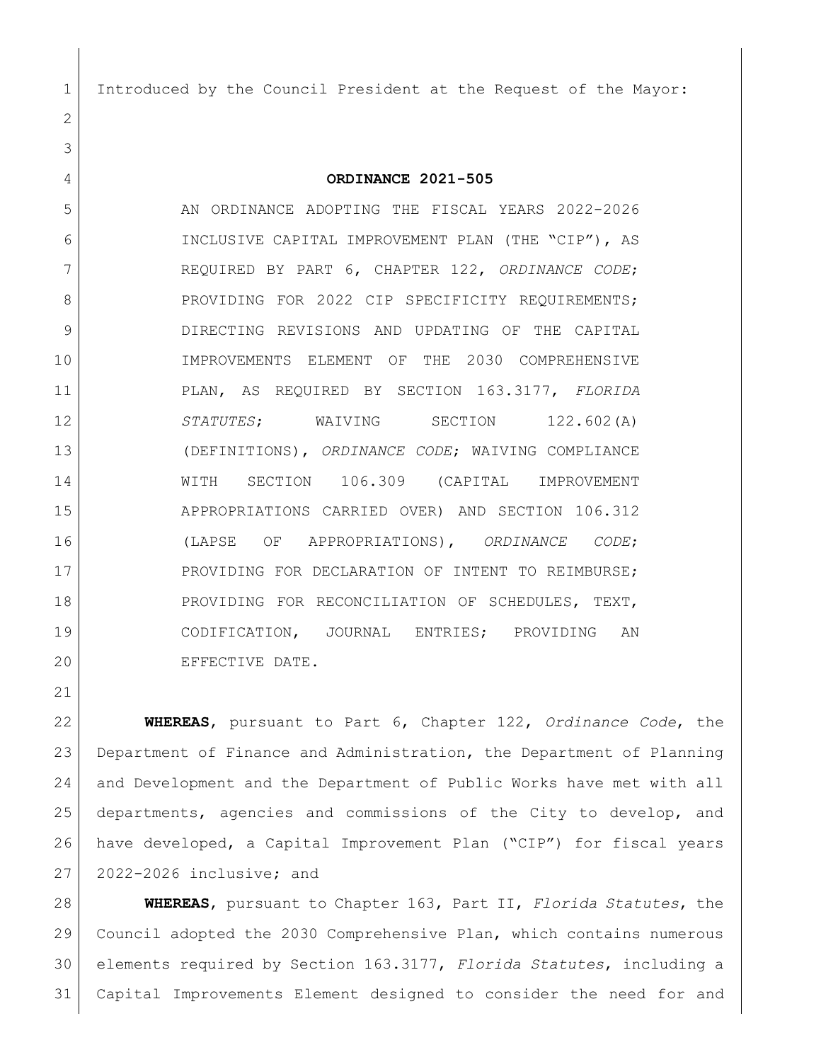Introduced by the Council President at the Request of the Mayor:

# ORDINANCE 2021-505

AN ORDINANCE ADOPTING THE FISCAL YEARS 2022-2026 INCLUSIVE CAPITAL IMPROVEMENT PLAN (THE "CIP"), AS REQUIRED BY PART 6, CHAPTER 122, *ORDINANCE CODE*; PROVIDING FOR 2022 CIP SPECIFICITY REQUIREMENTS; DIRECTING REVISIONS AND UPDATING OF THE CAPITAL IMPROVEMENTS ELEMENT OF THE 2030 COMPREHENSIVE PLAN, AS REQUIRED BY SECTION 163.3177, *FLORIDA STATUTES*; WAIVING SECTION 122.602(A) (DEFINITIONS), *ORDINANCE CODE*; WAIVING COMPLIANCE WITH SECTION 106.309 (CAPITAL IMPROVEMENT APPROPRIATIONS CARRIED OVER) AND SECTION 106.312 (LAPSE OF APPROPRIATIONS), *ORDINANCE CODE*; PROVIDING FOR DECLARATION OF INTENT TO REIMBURSE; PROVIDING FOR RECONCILIATION OF SCHEDULES, TEXT, CODIFICATION, JOURNAL ENTRIES; PROVIDING AN EFFECTIVE DATE.

**WHEREAS**, pursuant to Part 6, Chapter 122, *Ordinance Code*, the Department of Finance and Administration, the Department of Planning and Development and the Department of Public Works have met with all departments, agencies and commissions of the City to develop, and have developed, a Capital Improvement Plan ("CIP") for fiscal years 2022-2026 inclusive; and

**WHEREAS**, pursuant to Chapter 163, Part II, *Florida Statutes*, the Council adopted the 2030 Comprehensive Plan, which contains numerous elements required by Section 163.3177, *Florida Statutes*, including a Capital Improvements Element designed to consider the need for and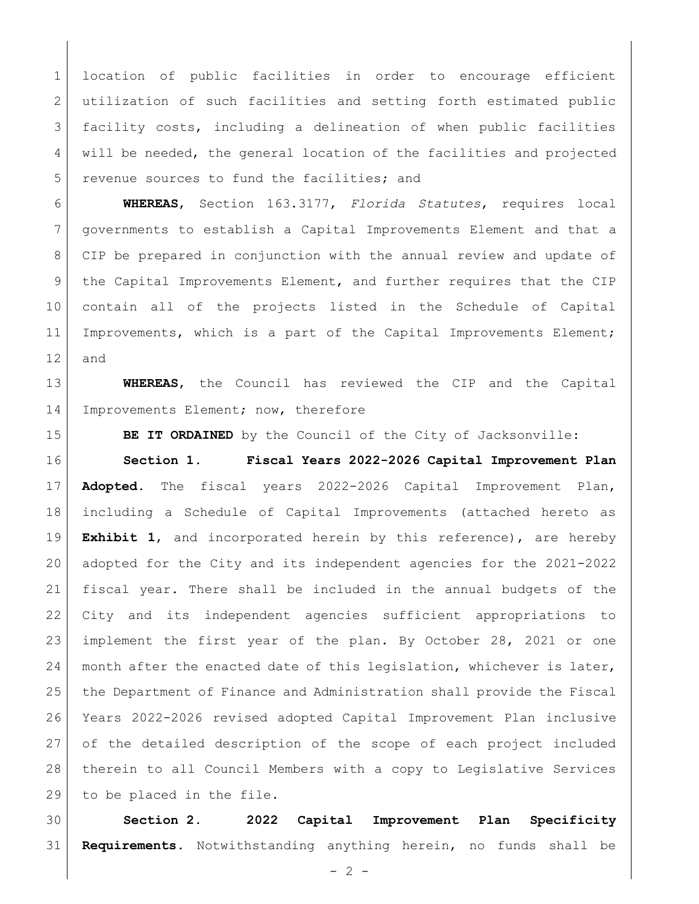location of public facilities in order to encourage efficient utilization of such facilities and setting forth estimated public facility costs, including a delineation of when public facilities will be needed, the general location of the facilities and projected revenue sources to fund the facilities; and

**WHEREAS**, Section 163.3177, *Florida Statutes*, requires local governments to establish a Capital Improvements Element and that a CIP be prepared in conjunction with the annual review and update of the Capital Improvements Element, and further requires that the CIP contain all of the projects listed in the Schedule of Capital Improvements, which is a part of the Capital Improvements Element; and

**WHEREAS**, the Council has reviewed the CIP and the Capital Improvements Element; now, therefore

**BE IT ORDAINED** by the Council of the City of Jacksonville:

**Section 1. Fiscal Years 2022-2026 Capital Improvement Plan Adopted.** The fiscal years 2022-2026 Capital Improvement Plan, including a Schedule of Capital Improvements (attached hereto as **Exhibit 1**, and incorporated herein by this reference), are hereby adopted for the City and its independent agencies for the 2021-2022 fiscal year. There shall be included in the annual budgets of the City and its independent agencies sufficient appropriations to implement the first year of the plan. By October 28, 2021 or one month after the enacted date of this legislation, whichever is later, the Department of Finance and Administration shall provide the Fiscal Years 2022-2026 revised adopted Capital Improvement Plan inclusive of the detailed description of the scope of each project included therein to all Council Members with a copy to Legislative Services to be placed in the file.

**Section 2. 2022 Capital Improvement Plan Specificity Requirements.** Notwithstanding anything herein, no funds shall be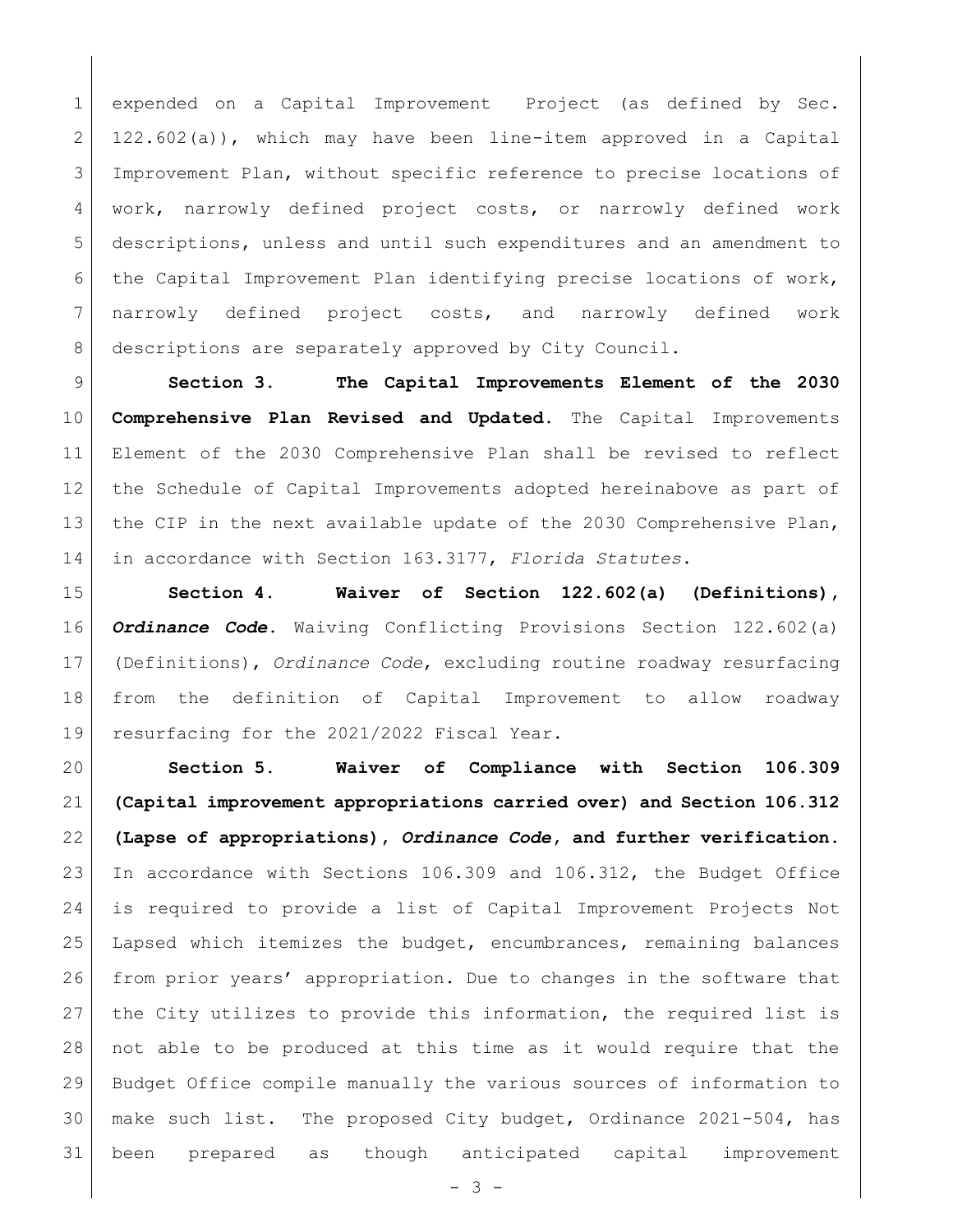expended on a Capital Improvement Project (as defined by Sec. 122.602(a)), which may have been line-item approved in a Capital Improvement Plan, without specific reference to precise locations of work, narrowly defined project costs, or narrowly defined work descriptions, unless and until such expenditures and an amendment to the Capital Improvement Plan identifying precise locations of work, narrowly defined project costs, and narrowly defined work descriptions are separately approved by City Council.

**Section 3. The Capital Improvements Element of the 2030 Comprehensive Plan Revised and Updated.** The Capital Improvements Element of the 2030 Comprehensive Plan shall be revised to reflect the Schedule of Capital Improvements adopted hereinabove as part of the CIP in the next available update of the 2030 Comprehensive Plan, in accordance with Section 163.3177, *Florida Statutes*.

**Section 4. Waiver of Section 122.602(a) (Definitions), *Ordinance Code*.** Waiving Conflicting Provisions Section 122.602(a) (Definitions), *Ordinance Code*, excluding routine roadway resurfacing from the definition of Capital Improvement to allow roadway resurfacing for the 2021/2022 Fiscal Year.

**Section 5. Waiver of Compliance with Section 106.309 (Capital improvement appropriations carried over) and Section 106.312 (Lapse of appropriations), *Ordinance Code*, and further verification.** In accordance with Sections 106.309 and 106.312, the Budget Office is required to provide a list of Capital Improvement Projects Not Lapsed which itemizes the budget, encumbrances, remaining balances from prior years' appropriation. Due to changes in the software that the City utilizes to provide this information, the required list is not able to be produced at this time as it would require that the Budget Office compile manually the various sources of information to make such list. The proposed City budget, Ordinance 2021-504, has been prepared as though anticipated capital improvement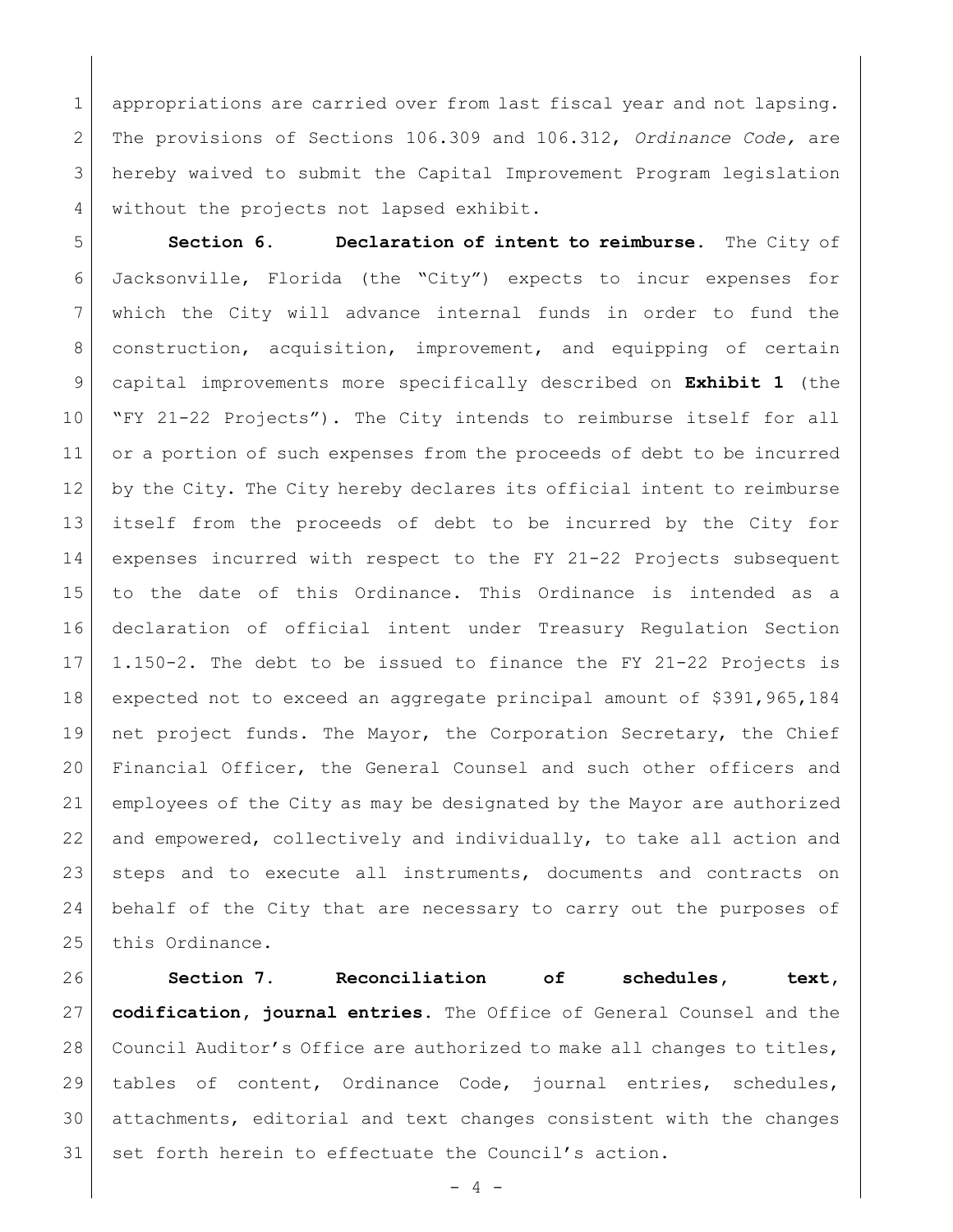appropriations are carried over from last fiscal year and not lapsing. The provisions of Sections 106.309 and 106.312, *Ordinance Code,* are hereby waived to submit the Capital Improvement Program legislation without the projects not lapsed exhibit.

**Section 6. Declaration of intent to reimburse.** The City of Jacksonville, Florida (the "City") expects to incur expenses for which the City will advance internal funds in order to fund the construction, acquisition, improvement, and equipping of certain capital improvements more specifically described on **Exhibit 1** (the "FY 21-22 Projects"). The City intends to reimburse itself for all or a portion of such expenses from the proceeds of debt to be incurred by the City. The City hereby declares its official intent to reimburse itself from the proceeds of debt to be incurred by the City for expenses incurred with respect to the FY 21-22 Projects subsequent to the date of this Ordinance. This Ordinance is intended as a declaration of official intent under Treasury Regulation Section 1.150-2. The debt to be issued to finance the FY 21-22 Projects is expected not to exceed an aggregate principal amount of $391,965,184 net project funds. The Mayor, the Corporation Secretary, the Chief Financial Officer, the General Counsel and such other officers and employees of the City as may be designated by the Mayor are authorized and empowered, collectively and individually, to take all action and steps and to execute all instruments, documents and contracts on behalf of the City that are necessary to carry out the purposes of this Ordinance.

**Section 7. Reconciliation of schedules, text, codification, journal entries.** The Office of General Counsel and the Council Auditor's Office are authorized to make all changes to titles, tables of content, Ordinance Code, journal entries, schedules, attachments, editorial and text changes consistent with the changes set forth herein to effectuate the Council's action.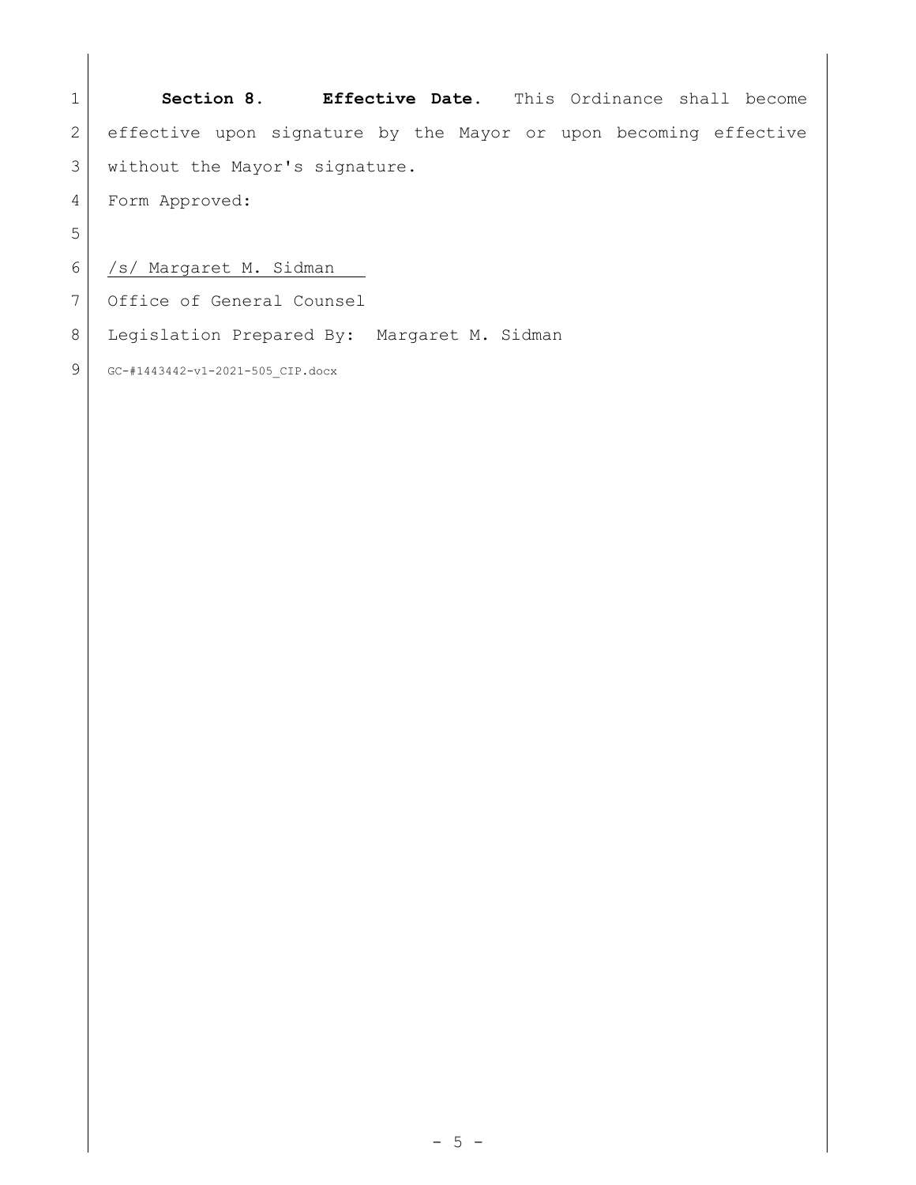**Section 8. Effective Date.** This Ordinance shall become effective upon signature by the Mayor or upon becoming effective without the Mayor's signature.

Form Approved:

/s/ Margaret M. Sidman

Office of General Counsel

Legislation Prepared By: Margaret M. Sidman

GC-#1443442-v1-2021-505_CIP.docx